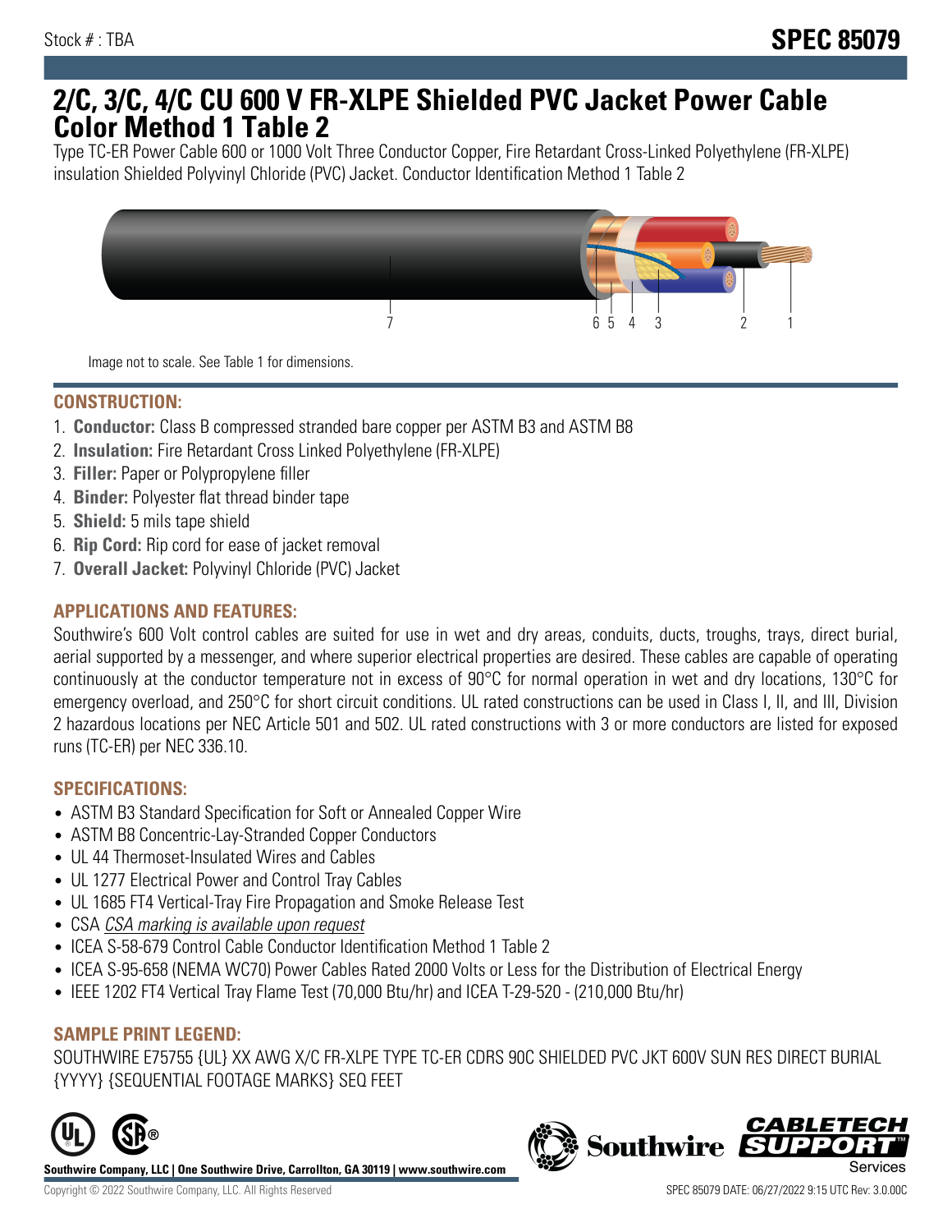Stock # : TBA

# SPEC 85079

# 2/C, 3/C, 4/C CU 600 V FR-XLPE Shielded PVC Jacket Power Cable Color Method 1 Table 2

Type TC-ER Power Cable 600 or 1000 Volt Three Conductor Copper, Fire Retardant Cross-Linked Polyethylene (FR-XLPE) insulation Shielded Polyvinyl Chloride (PVC) Jacket. Conductor Identification Method 1 Table 2

Image not to scale. See Table 1 for dimensions.

## CONSTRUCTION:

1. **Conductor:** Class B compressed stranded bare copper per ASTM B3 and ASTM B8
2. **Insulation:** Fire Retardant Cross Linked Polyethylene (FR-XLPE)
3. **Filler:** Paper or Polypropylene filler
4. **Binder:** Polyester flat thread binder tape
5. **Shield:** 5 mils tape shield
6. **Rip Cord:** Rip cord for ease of jacket removal
7. **Overall Jacket:** Polyvinyl Chloride (PVC) Jacket

## APPLICATIONS AND FEATURES:

Southwire's 600 Volt control cables are suited for use in wet and dry areas, conduits, ducts, troughs, trays, direct burial, aerial supported by a messenger, and where superior electrical properties are desired. These cables are capable of operating continuously at the conductor temperature not in excess of 90°C for normal operation in wet and dry locations, 130°C for emergency overload, and 250°C for short circuit conditions. UL rated constructions can be used in Class I, II, and III, Division 2 hazardous locations per NEC Article 501 and 502. UL rated constructions with 3 or more conductors are listed for exposed runs (TC-ER) per NEC 336.10.

## SPECIFICATIONS:

- ASTM B3 Standard Specification for Soft or Annealed Copper Wire
- ASTM B8 Concentric-Lay-Stranded Copper Conductors
- UL 44 Thermoset-Insulated Wires and Cables
- UL 1277 Electrical Power and Control Tray Cables
- UL 1685 FT4 Vertical-Tray Fire Propagation and Smoke Release Test
- CSA *CSA marking is available upon request*
- ICEA S-58-679 Control Cable Conductor Identification Method 1 Table 2
- ICEA S-95-658 (NEMA WC70) Power Cables Rated 2000 Volts or Less for the Distribution of Electrical Energy
- IEEE 1202 FT4 Vertical Tray Flame Test (70,000 Btu/hr) and ICEA T-29-520 - (210,000 Btu/hr)

## SAMPLE PRINT LEGEND:

SOUTHWIRE E75755 {UL} XX AWG X/C FR-XLPE TYPE TC-ER CDRS 90C SHIELDED PVC JKT 600V SUN RES DIRECT BURIAL {YYYY} {SEQUENTIAL FOOTAGE MARKS} SEQ FEET

**Southwire Company, LLC | One Southwire Drive, Carrollton, GA 30119 | www.southwire.com**

Copyright © 2022 Southwire Company, LLC. All Rights Reserved

SPEC 85079 DATE: 06/27/2022 9:15 UTC Rev: 3.0.00C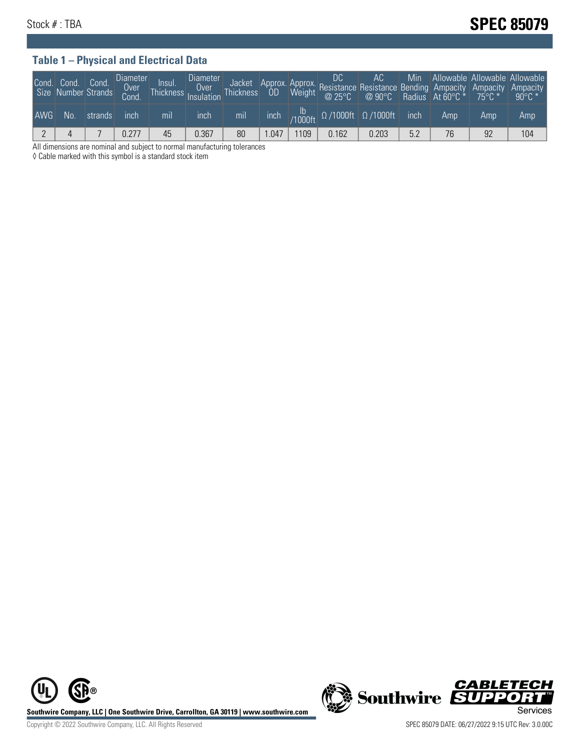### Table 1 – Physical and Electrical Data

| Cond. Size | Cond. Number | Cond. Strands | Diameter Over Cond. | Insul. Thickness | Diameter Over Insulation | Jacket Thickness | Approx. OD | Approx. Weight | DC Resistance @ 25°C | AC Resistance @ 90°C | Min Bending Radius | Allowable Ampacity At 60°C * | Allowable Ampacity 75°C * | Allowable Ampacity 90°C * |
|---|---|---|---|---|---|---|---|---|---|---|---|---|---|---|
| AWG | No. | strands | inch | mil | inch | mil | inch | lb /1000ft | Ω /1000ft | Ω /1000ft | inch | Amp | Amp | Amp |
| 2 | 4 | 7 | 0.277 | 45 | 0.367 | 80 | 1.047 | 1109 | 0.162 | 0.203 | 5.2 | 76 | 92 | 104 |

All dimensions are nominal and subject to normal manufacturing tolerances

◊ Cable marked with this symbol is a standard stock item

**Southwire Company, LLC | One Southwire Drive, Carrollton, GA 30119 | www.southwire.com**

Copyright © 2022 Southwire Company, LLC. All Rights Reserved

SPEC 85079 DATE: 06/27/2022 9:15 UTC Rev: 3.0.00C